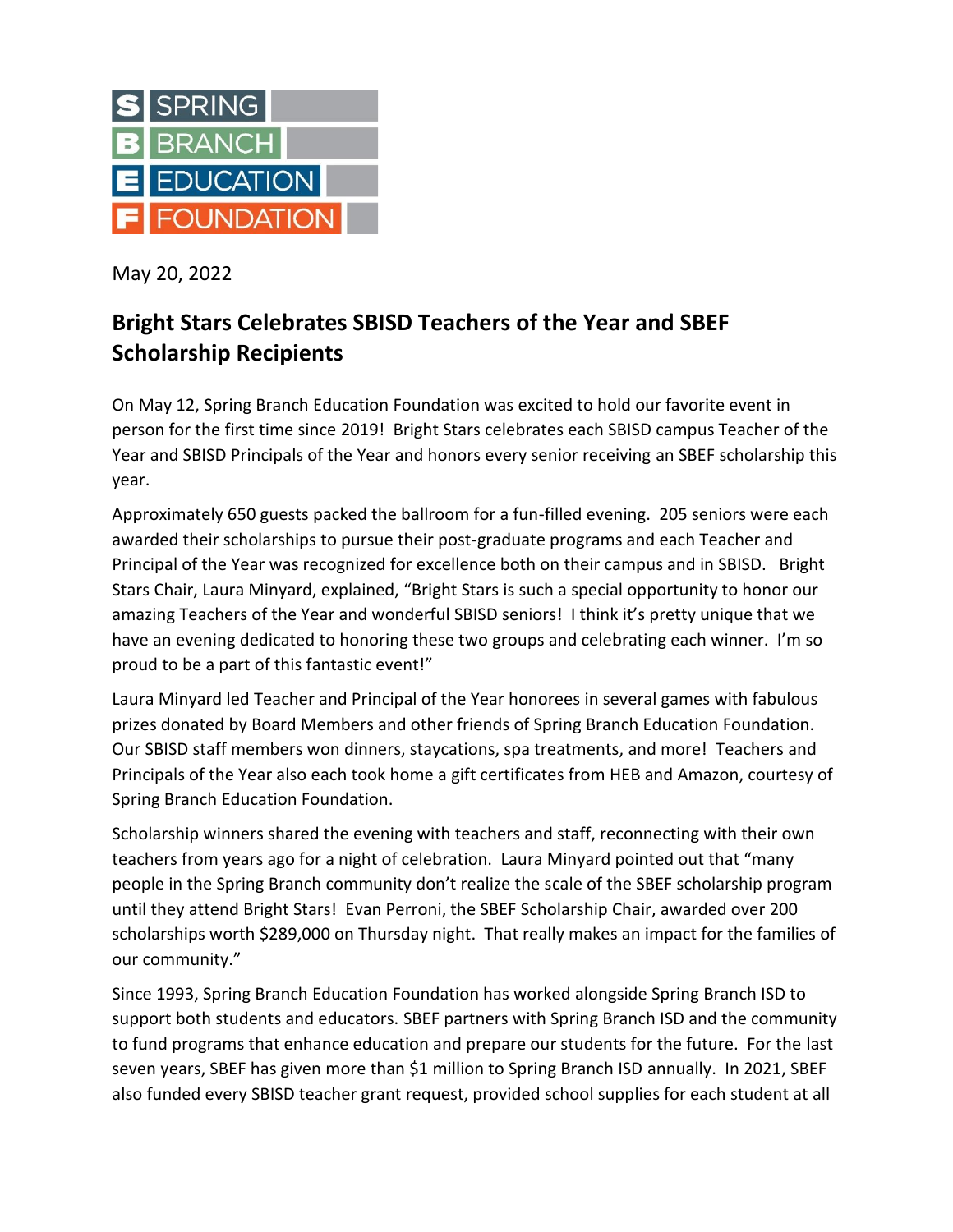SPRING BRANCH EDUCATION FOUNDATION

May 20, 2022

## Bright Stars Celebrates SBISD Teachers of the Year and SBEF Scholarship Recipients

On May 12, Spring Branch Education Foundation was excited to hold our favorite event in person for the first time since 2019! Bright Stars celebrates each SBISD campus Teacher of the Year and SBISD Principals of the Year and honors every senior receiving an SBEF scholarship this year.

Approximately 650 guests packed the ballroom for a fun-filled evening. 205 seniors were each awarded their scholarships to pursue their post-graduate programs and each Teacher and Principal of the Year was recognized for excellence both on their campus and in SBISD. Bright Stars Chair, Laura Minyard, explained, "Bright Stars is such a special opportunity to honor our amazing Teachers of the Year and wonderful SBISD seniors! I think it's pretty unique that we have an evening dedicated to honoring these two groups and celebrating each winner. I'm so proud to be a part of this fantastic event!"

Laura Minyard led Teacher and Principal of the Year honorees in several games with fabulous prizes donated by Board Members and other friends of Spring Branch Education Foundation. Our SBISD staff members won dinners, staycations, spa treatments, and more! Teachers and Principals of the Year also each took home a gift certificates from HEB and Amazon, courtesy of Spring Branch Education Foundation.

Scholarship winners shared the evening with teachers and staff, reconnecting with their own teachers from years ago for a night of celebration. Laura Minyard pointed out that "many people in the Spring Branch community don't realize the scale of the SBEF scholarship program until they attend Bright Stars! Evan Perroni, the SBEF Scholarship Chair, awarded over 200 scholarships worth $289,000 on Thursday night. That really makes an impact for the families of our community."

Since 1993, Spring Branch Education Foundation has worked alongside Spring Branch ISD to support both students and educators. SBEF partners with Spring Branch ISD and the community to fund programs that enhance education and prepare our students for the future. For the last seven years, SBEF has given more than $1 million to Spring Branch ISD annually. In 2021, SBEF also funded every SBISD teacher grant request, provided school supplies for each student at all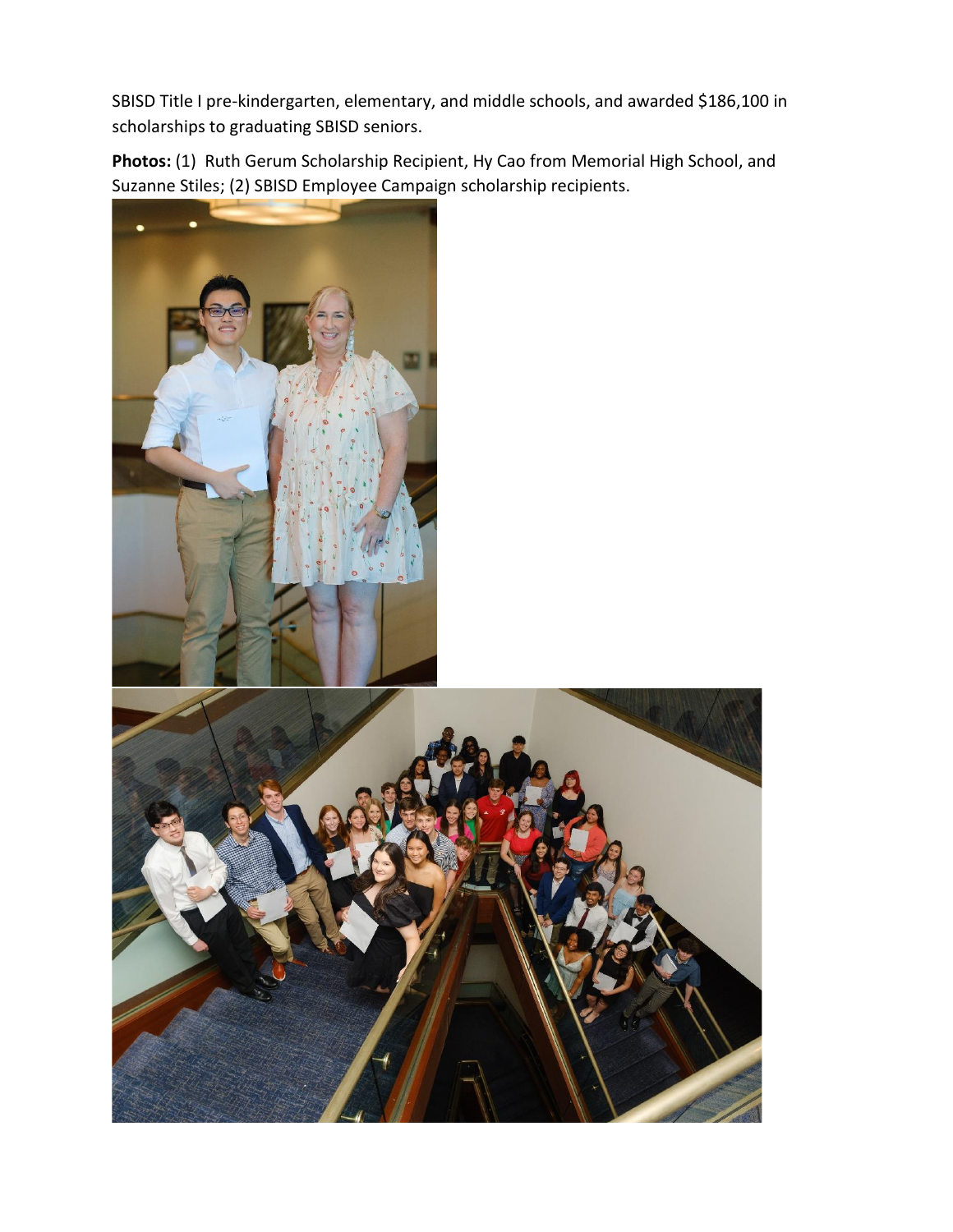SBISD Title I pre-kindergarten, elementary, and middle schools, and awarded $186,100 in scholarships to graduating SBISD seniors.

**Photos:** (1) Ruth Gerum Scholarship Recipient, Hy Cao from Memorial High School, and Suzanne Stiles; (2) SBISD Employee Campaign scholarship recipients.